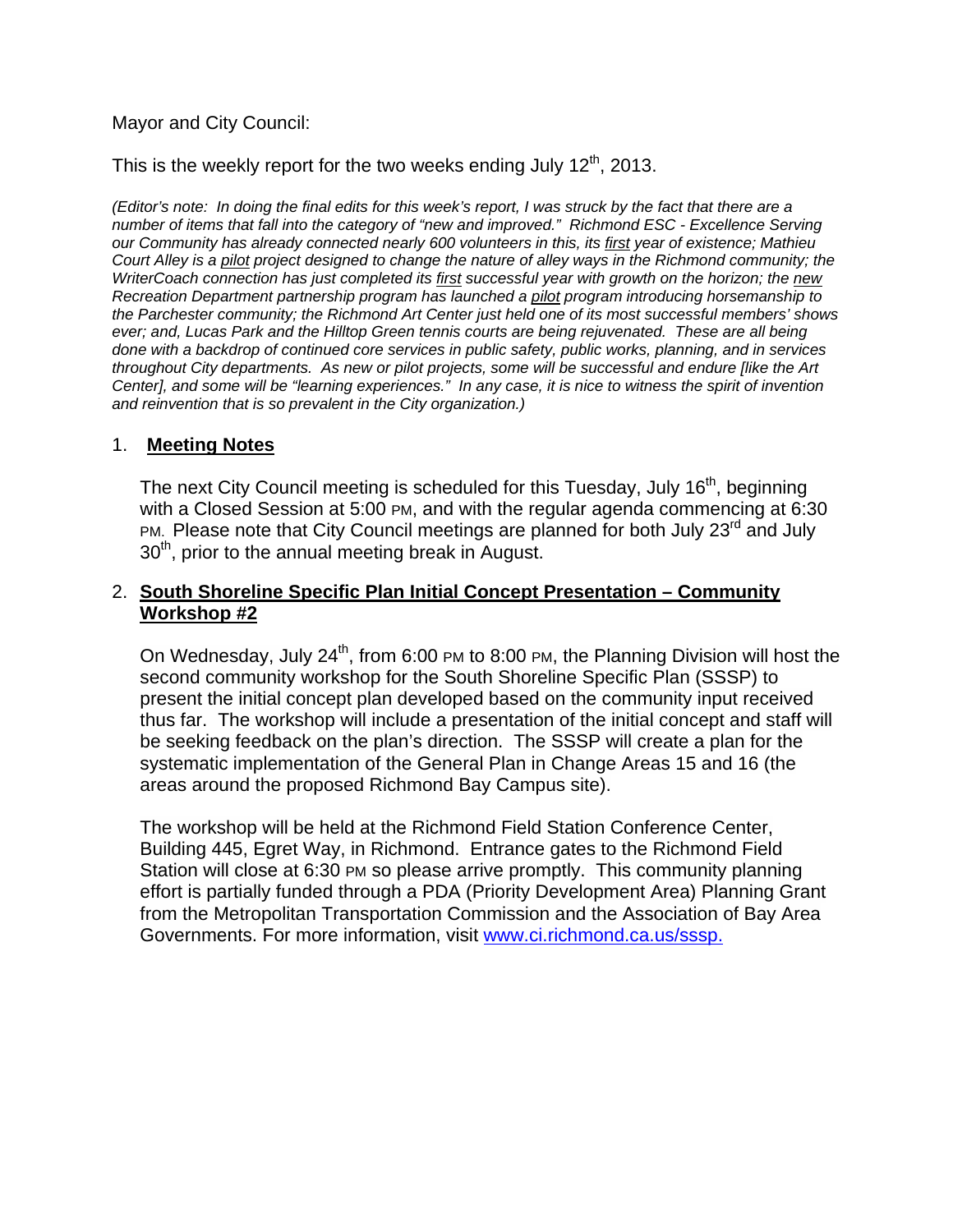Mayor and City Council:

This is the weekly report for the two weeks ending July 12th, 2013.

*(Editor's note: In doing the final edits for this week's report, I was struck by the fact that there are a number of items that fall into the category of "new and improved." Richmond ESC - Excellence Serving our Community has already connected nearly 600 volunteers in this, its first year of existence; Mathieu Court Alley is a pilot project designed to change the nature of alley ways in the Richmond community; the WriterCoach connection has just completed its first successful year with growth on the horizon; the new Recreation Department partnership program has launched a pilot program introducing horsemanship to the Parchester community; the Richmond Art Center just held one of its most successful members' shows ever; and, Lucas Park and the Hilltop Green tennis courts are being rejuvenated. These are all being done with a backdrop of continued core services in public safety, public works, planning, and in services throughout City departments. As new or pilot projects, some will be successful and endure [like the Art Center], and some will be "learning experiences." In any case, it is nice to witness the spirit of invention and reinvention that is so prevalent in the City organization.)*

## 1. Meeting Notes

The next City Council meeting is scheduled for this Tuesday, July 16th, beginning with a Closed Session at 5:00 PM, and with the regular agenda commencing at 6:30 PM. Please note that City Council meetings are planned for both July 23rd and July 30th, prior to the annual meeting break in August.

## 2. South Shoreline Specific Plan Initial Concept Presentation – Community Workshop #2

On Wednesday, July 24th, from 6:00 PM to 8:00 PM, the Planning Division will host the second community workshop for the South Shoreline Specific Plan (SSSP) to present the initial concept plan developed based on the community input received thus far. The workshop will include a presentation of the initial concept and staff will be seeking feedback on the plan's direction. The SSSP will create a plan for the systematic implementation of the General Plan in Change Areas 15 and 16 (the areas around the proposed Richmond Bay Campus site).

The workshop will be held at the Richmond Field Station Conference Center, Building 445, Egret Way, in Richmond. Entrance gates to the Richmond Field Station will close at 6:30 PM so please arrive promptly. This community planning effort is partially funded through a PDA (Priority Development Area) Planning Grant from the Metropolitan Transportation Commission and the Association of Bay Area Governments. For more information, visit www.ci.richmond.ca.us/sssp.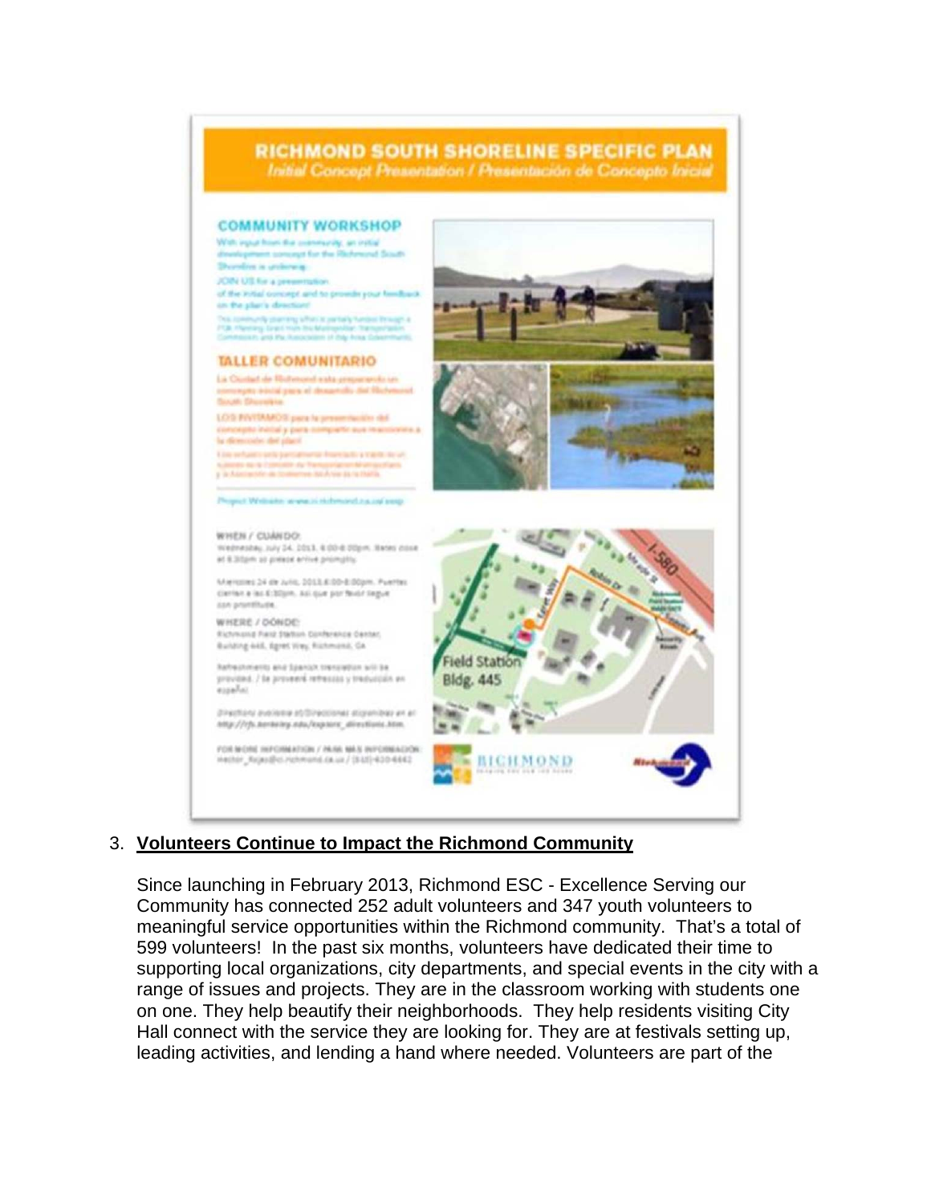3. **Volunteers Continue to Impact the Richmond Community**

   Since launching in February 2013, Richmond ESC - Excellence Serving our Community has connected 252 adult volunteers and 347 youth volunteers to meaningful service opportunities within the Richmond community. That's a total of 599 volunteers! In the past six months, volunteers have dedicated their time to supporting local organizations, city departments, and special events in the city with a range of issues and projects. They are in the classroom working with students one on one. They help beautify their neighborhoods. They help residents visiting City Hall connect with the service they are looking for. They are at festivals setting up, leading activities, and lending a hand where needed. Volunteers are part of the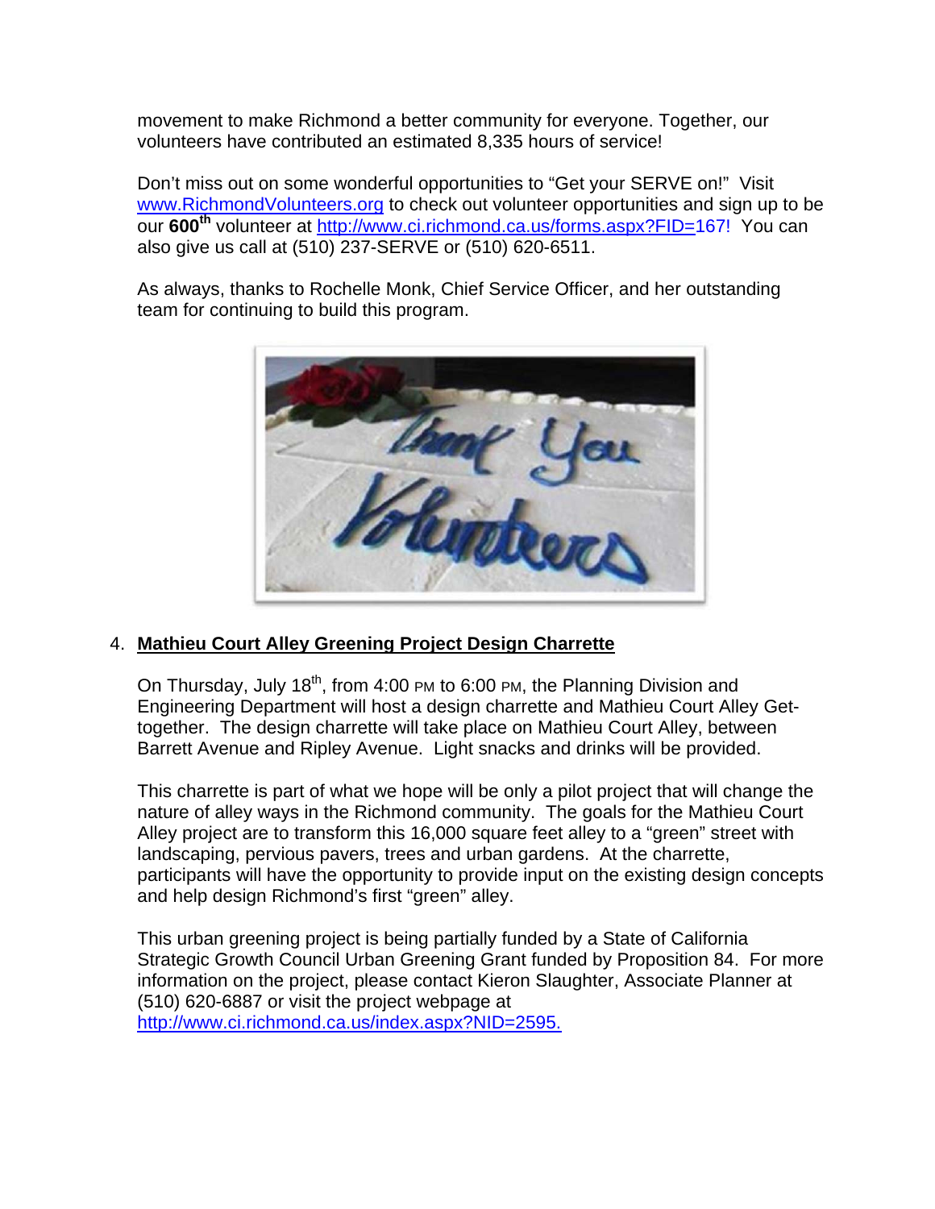movement to make Richmond a better community for everyone. Together, our volunteers have contributed an estimated 8,335 hours of service!

Don't miss out on some wonderful opportunities to "Get your SERVE on!" Visit www.RichmondVolunteers.org to check out volunteer opportunities and sign up to be our **600th** volunteer at http://www.ci.richmond.ca.us/forms.aspx?FID=167! You can also give us call at (510) 237-SERVE or (510) 620-6511.

As always, thanks to Rochelle Monk, Chief Service Officer, and her outstanding team for continuing to build this program.

4. **Mathieu Court Alley Greening Project Design Charrette**

On Thursday, July 18th, from 4:00 PM to 6:00 PM, the Planning Division and Engineering Department will host a design charrette and Mathieu Court Alley Get-together. The design charrette will take place on Mathieu Court Alley, between Barrett Avenue and Ripley Avenue. Light snacks and drinks will be provided.

This charrette is part of what we hope will be only a pilot project that will change the nature of alley ways in the Richmond community. The goals for the Mathieu Court Alley project are to transform this 16,000 square feet alley to a "green" street with landscaping, pervious pavers, trees and urban gardens. At the charrette, participants will have the opportunity to provide input on the existing design concepts and help design Richmond's first "green" alley.

This urban greening project is being partially funded by a State of California Strategic Growth Council Urban Greening Grant funded by Proposition 84. For more information on the project, please contact Kieron Slaughter, Associate Planner at (510) 620-6887 or visit the project webpage at http://www.ci.richmond.ca.us/index.aspx?NID=2595.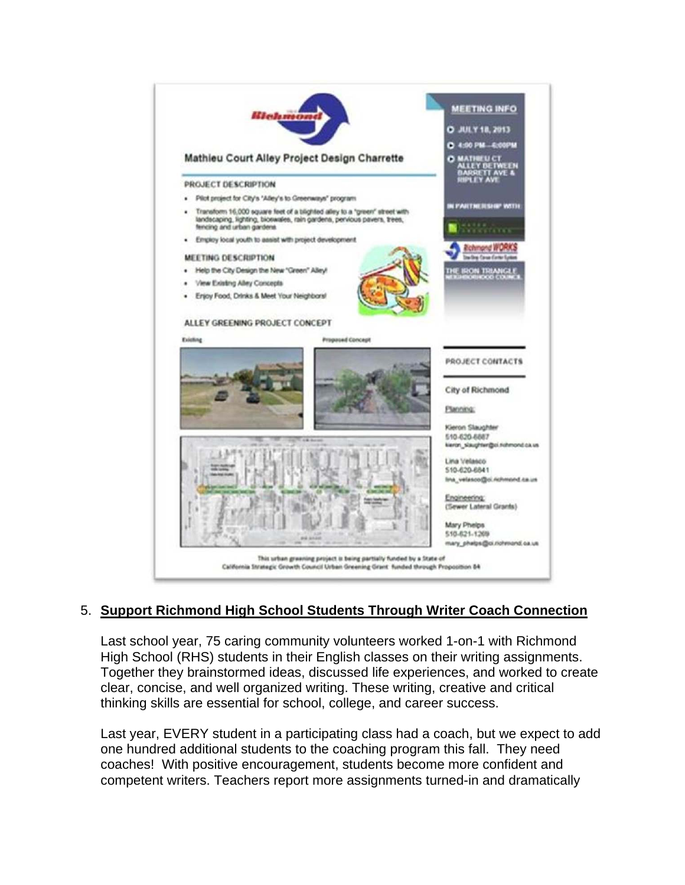Richmond

## Mathieu Court Alley Project Design Charrette

**MEETING INFO**

- JULY 18, 2013
- 4:00 PM—6:00PM
- MATHIEU CT ALLEY BETWEEN BARRETT AVE & RIPLEY AVE

**IN PARTNERSHIP WITH:**

Richmond WORKS

THE IRON TRIANGLE NEIGHBORHOOD COUNCIL

### PROJECT DESCRIPTION

- Pilot project for City's "Alley's to Greenways" program
- Transform 16,000 square feet of a blighted alley to a "green" street with landscaping, lighting, bioswales, rain gardens, pervious pavers, trees, fencing and urban gardens
- Employ local youth to assist with project development

### MEETING DESCRIPTION

- Help the City Design the New "Green" Alley!
- View Existing Alley Concepts
- Enjoy Food, Drinks & Meet Your Neighbors!

### ALLEY GREENING PROJECT CONCEPT

Existing

Proposed Concept

**PROJECT CONTACTS**

City of Richmond

Planning:

Kieron Slaughter
510-620-6887
kieron_slaughter@ci.richmond.ca.us

Lina Velasco
510-620-6841
lina_velasco@ci.richmond.ca.us

Engineering:
(Sewer Lateral Grants)

Mary Phelps
510-621-1269
mary_phelps@ci.richmond.ca.us

This urban greening project is being partially funded by a State of California Strategic Growth Council Urban Greening Grant funded through Proposition 84

5. **Support Richmond High School Students Through Writer Coach Connection**

   Last school year, 75 caring community volunteers worked 1-on-1 with Richmond High School (RHS) students in their English classes on their writing assignments. Together they brainstormed ideas, discussed life experiences, and worked to create clear, concise, and well organized writing. These writing, creative and critical thinking skills are essential for school, college, and career success.

   Last year, EVERY student in a participating class had a coach, but we expect to add one hundred additional students to the coaching program this fall. They need coaches! With positive encouragement, students become more confident and competent writers. Teachers report more assignments turned-in and dramatically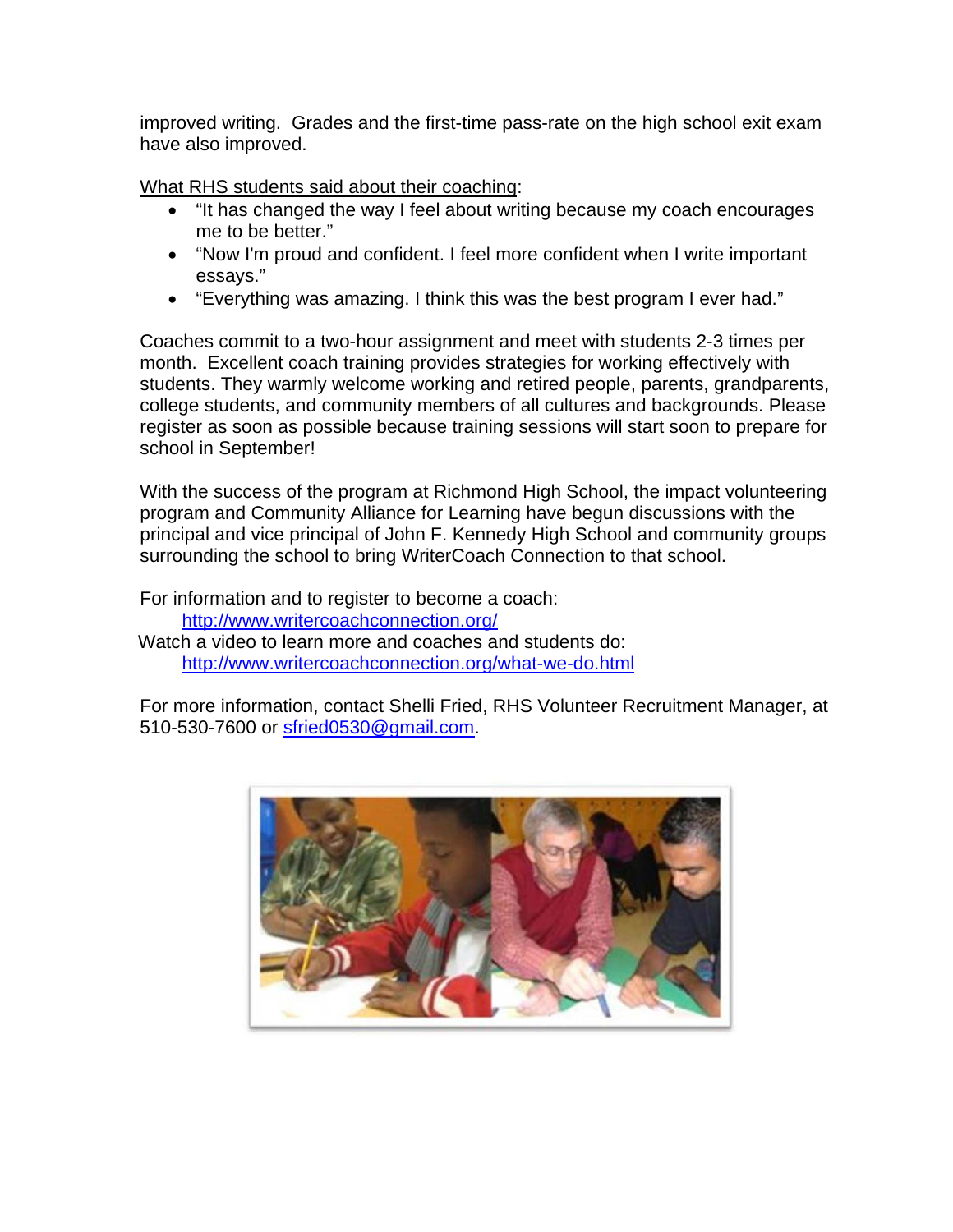improved writing. Grades and the first-time pass-rate on the high school exit exam have also improved.

What RHS students said about their coaching:

- "It has changed the way I feel about writing because my coach encourages me to be better."
- "Now I'm proud and confident. I feel more confident when I write important essays."
- "Everything was amazing. I think this was the best program I ever had."

Coaches commit to a two-hour assignment and meet with students 2-3 times per month. Excellent coach training provides strategies for working effectively with students. They warmly welcome working and retired people, parents, grandparents, college students, and community members of all cultures and backgrounds. Please register as soon as possible because training sessions will start soon to prepare for school in September!

With the success of the program at Richmond High School, the impact volunteering program and Community Alliance for Learning have begun discussions with the principal and vice principal of John F. Kennedy High School and community groups surrounding the school to bring WriterCoach Connection to that school.

For information and to register to become a coach:
[http://www.writercoachconnection.org/](http://www.writercoachconnection.org/)
Watch a video to learn more and coaches and students do:
[http://www.writercoachconnection.org/what-we-do.html](http://www.writercoachconnection.org/what-we-do.html)

For more information, contact Shelli Fried, RHS Volunteer Recruitment Manager, at 510-530-7600 or [sfried0530@gmail.com](mailto:sfried0530@gmail.com).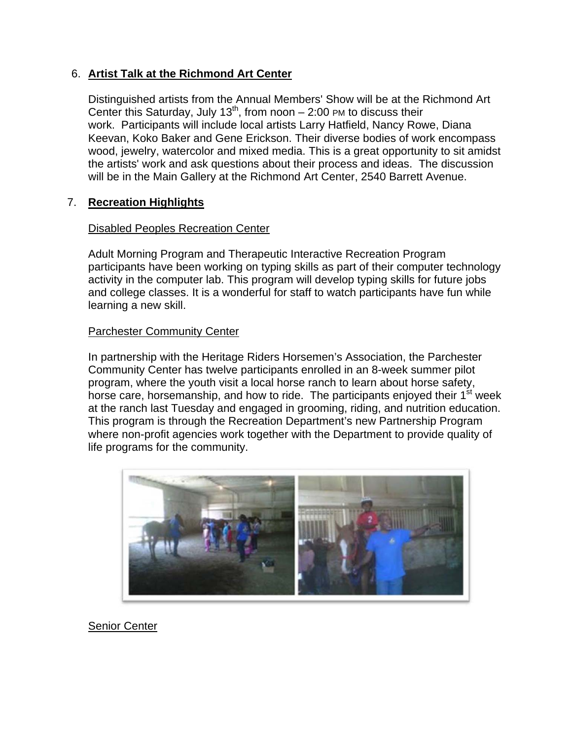6. **Artist Talk at the Richmond Art Center**

   Distinguished artists from the Annual Members' Show will be at the Richmond Art Center this Saturday, July 13th, from noon – 2:00 PM to discuss their work. Participants will include local artists Larry Hatfield, Nancy Rowe, Diana Keevan, Koko Baker and Gene Erickson. Their diverse bodies of work encompass wood, jewelry, watercolor and mixed media. This is a great opportunity to sit amidst the artists' work and ask questions about their process and ideas. The discussion will be in the Main Gallery at the Richmond Art Center, 2540 Barrett Avenue.

7. **Recreation Highlights**

   Disabled Peoples Recreation Center

   Adult Morning Program and Therapeutic Interactive Recreation Program participants have been working on typing skills as part of their computer technology activity in the computer lab. This program will develop typing skills for future jobs and college classes. It is a wonderful for staff to watch participants have fun while learning a new skill.

   Parchester Community Center

   In partnership with the Heritage Riders Horsemen's Association, the Parchester Community Center has twelve participants enrolled in an 8-week summer pilot program, where the youth visit a local horse ranch to learn about horse safety, horse care, horsemanship, and how to ride. The participants enjoyed their 1st week at the ranch last Tuesday and engaged in grooming, riding, and nutrition education. This program is through the Recreation Department's new Partnership Program where non-profit agencies work together with the Department to provide quality of life programs for the community.

   Senior Center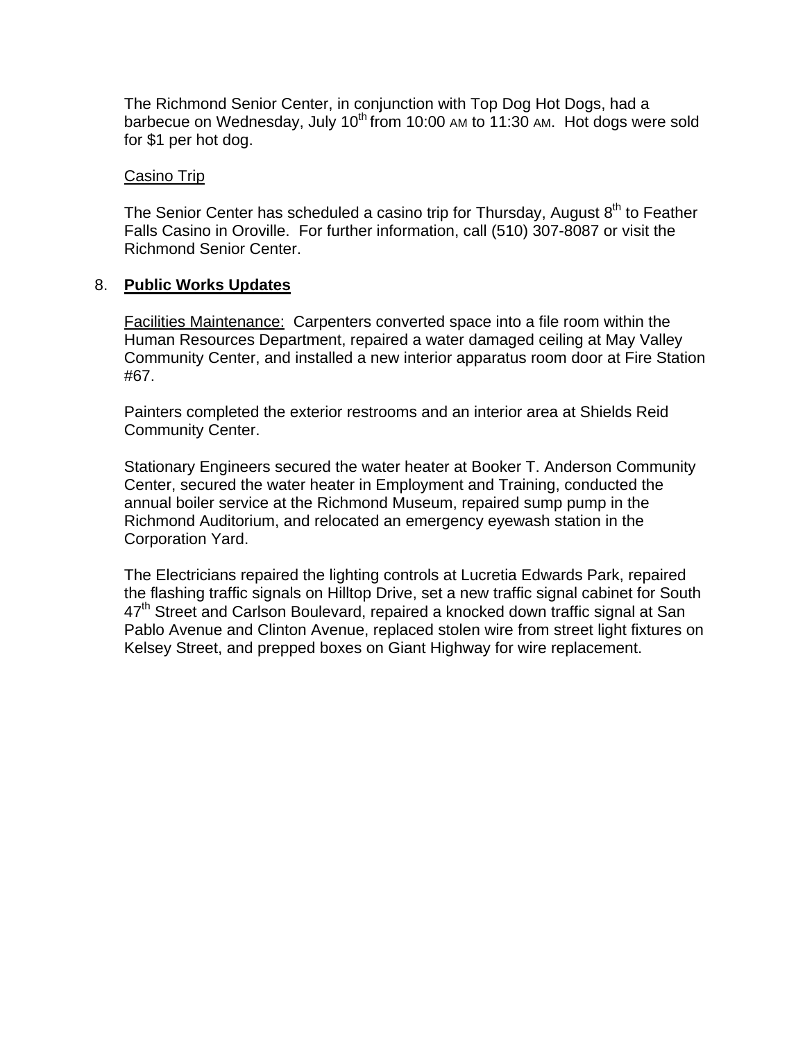The Richmond Senior Center, in conjunction with Top Dog Hot Dogs, had a barbecue on Wednesday, July 10th from 10:00 AM to 11:30 AM. Hot dogs were sold for $1 per hot dog.

Casino Trip

The Senior Center has scheduled a casino trip for Thursday, August 8th to Feather Falls Casino in Oroville. For further information, call (510) 307-8087 or visit the Richmond Senior Center.

8. **Public Works Updates**

Facilities Maintenance: Carpenters converted space into a file room within the Human Resources Department, repaired a water damaged ceiling at May Valley Community Center, and installed a new interior apparatus room door at Fire Station #67.

Painters completed the exterior restrooms and an interior area at Shields Reid Community Center.

Stationary Engineers secured the water heater at Booker T. Anderson Community Center, secured the water heater in Employment and Training, conducted the annual boiler service at the Richmond Museum, repaired sump pump in the Richmond Auditorium, and relocated an emergency eyewash station in the Corporation Yard.

The Electricians repaired the lighting controls at Lucretia Edwards Park, repaired the flashing traffic signals on Hilltop Drive, set a new traffic signal cabinet for South 47th Street and Carlson Boulevard, repaired a knocked down traffic signal at San Pablo Avenue and Clinton Avenue, replaced stolen wire from street light fixtures on Kelsey Street, and prepped boxes on Giant Highway for wire replacement.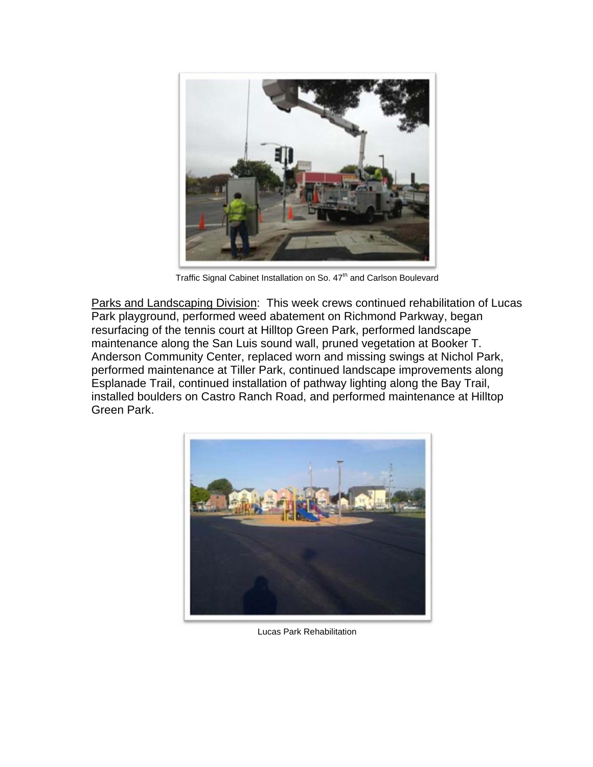Traffic Signal Cabinet Installation on So. 47th and Carlson Boulevard

Parks and Landscaping Division: This week crews continued rehabilitation of Lucas Park playground, performed weed abatement on Richmond Parkway, began resurfacing of the tennis court at Hilltop Green Park, performed landscape maintenance along the San Luis sound wall, pruned vegetation at Booker T. Anderson Community Center, replaced worn and missing swings at Nichol Park, performed maintenance at Tiller Park, continued landscape improvements along Esplanade Trail, continued installation of pathway lighting along the Bay Trail, installed boulders on Castro Ranch Road, and performed maintenance at Hilltop Green Park.

Lucas Park Rehabilitation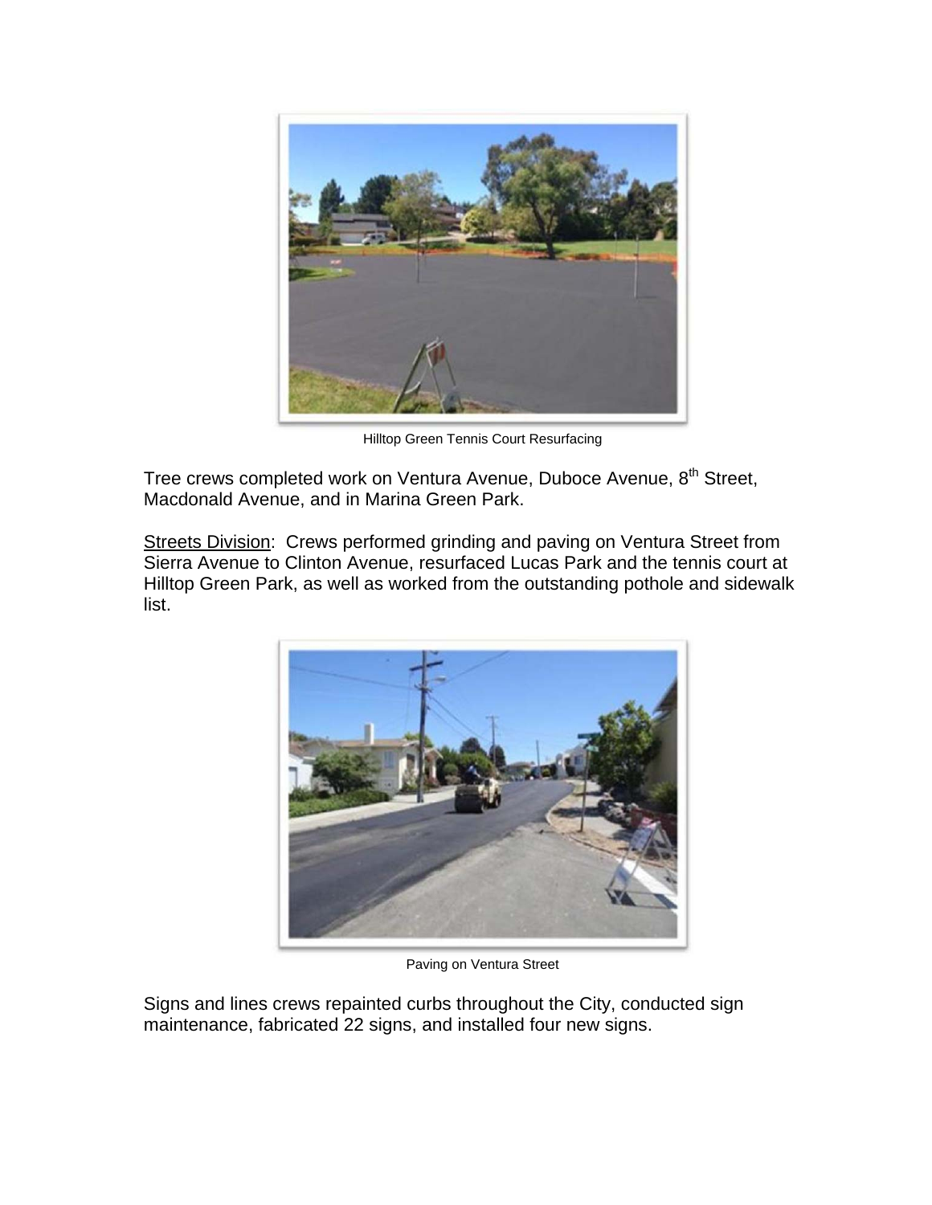Hilltop Green Tennis Court Resurfacing

Tree crews completed work on Ventura Avenue, Duboce Avenue, 8th Street, Macdonald Avenue, and in Marina Green Park.

Streets Division: Crews performed grinding and paving on Ventura Street from Sierra Avenue to Clinton Avenue, resurfaced Lucas Park and the tennis court at Hilltop Green Park, as well as worked from the outstanding pothole and sidewalk list.

Paving on Ventura Street

Signs and lines crews repainted curbs throughout the City, conducted sign maintenance, fabricated 22 signs, and installed four new signs.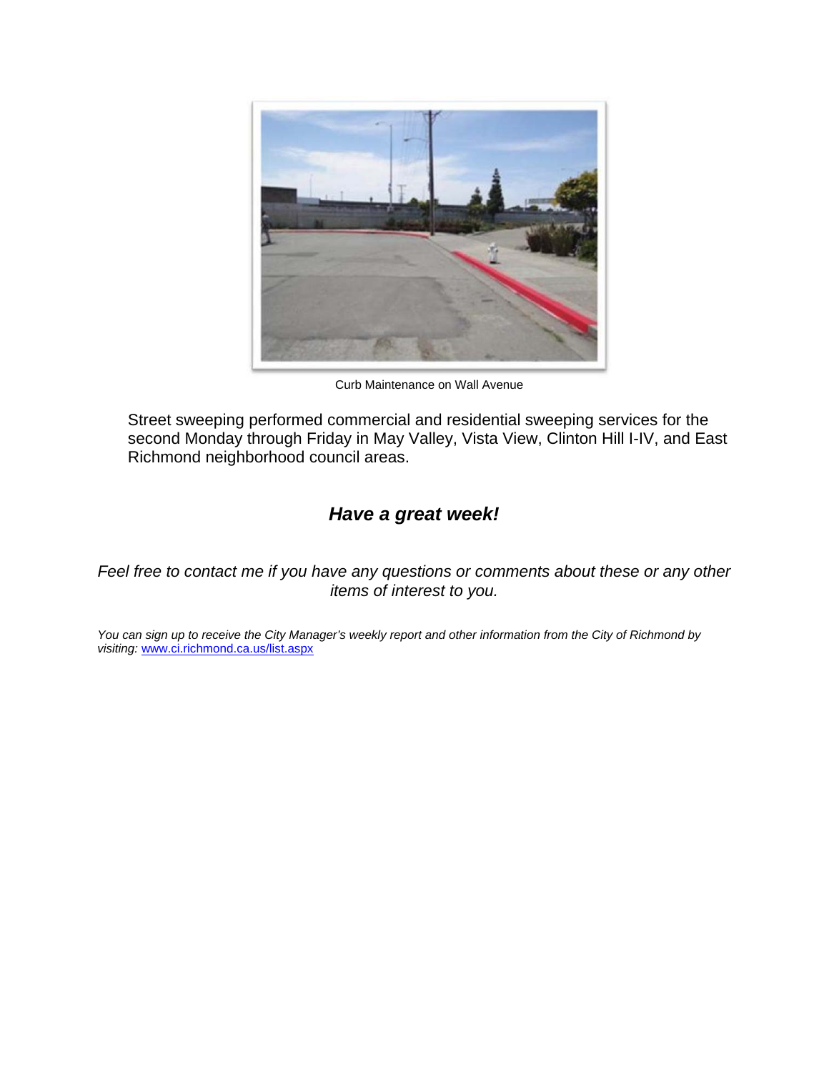Curb Maintenance on Wall Avenue

Street sweeping performed commercial and residential sweeping services for the second Monday through Friday in May Valley, Vista View, Clinton Hill I-IV, and East Richmond neighborhood council areas.

## ***Have a great week!***

*Feel free to contact me if you have any questions or comments about these or any other items of interest to you.*

*You can sign up to receive the City Manager's weekly report and other information from the City of Richmond by visiting:* [www.ci.richmond.ca.us/list.aspx](http://www.ci.richmond.ca.us/list.aspx)